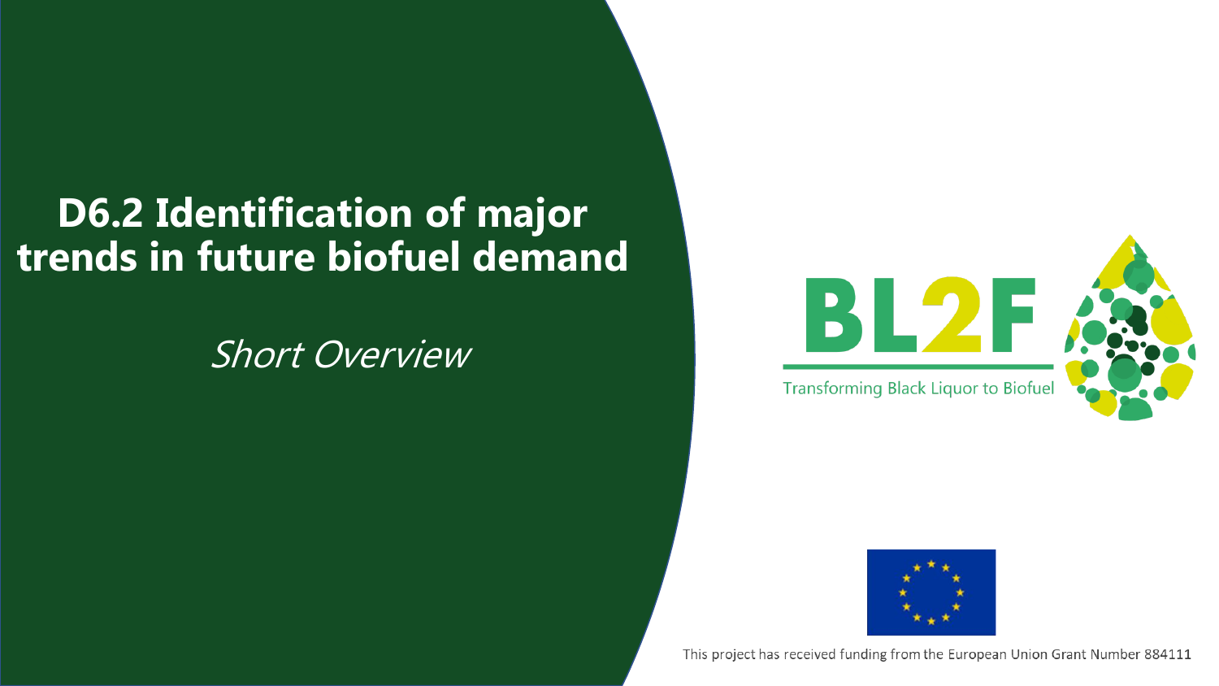# D6.2 Identification of major trends in future biofuel demand

*Short Overview*

BL2F

Transforming Black Liquor to Biofuel

This project has received funding from the European Union Grant Number 884111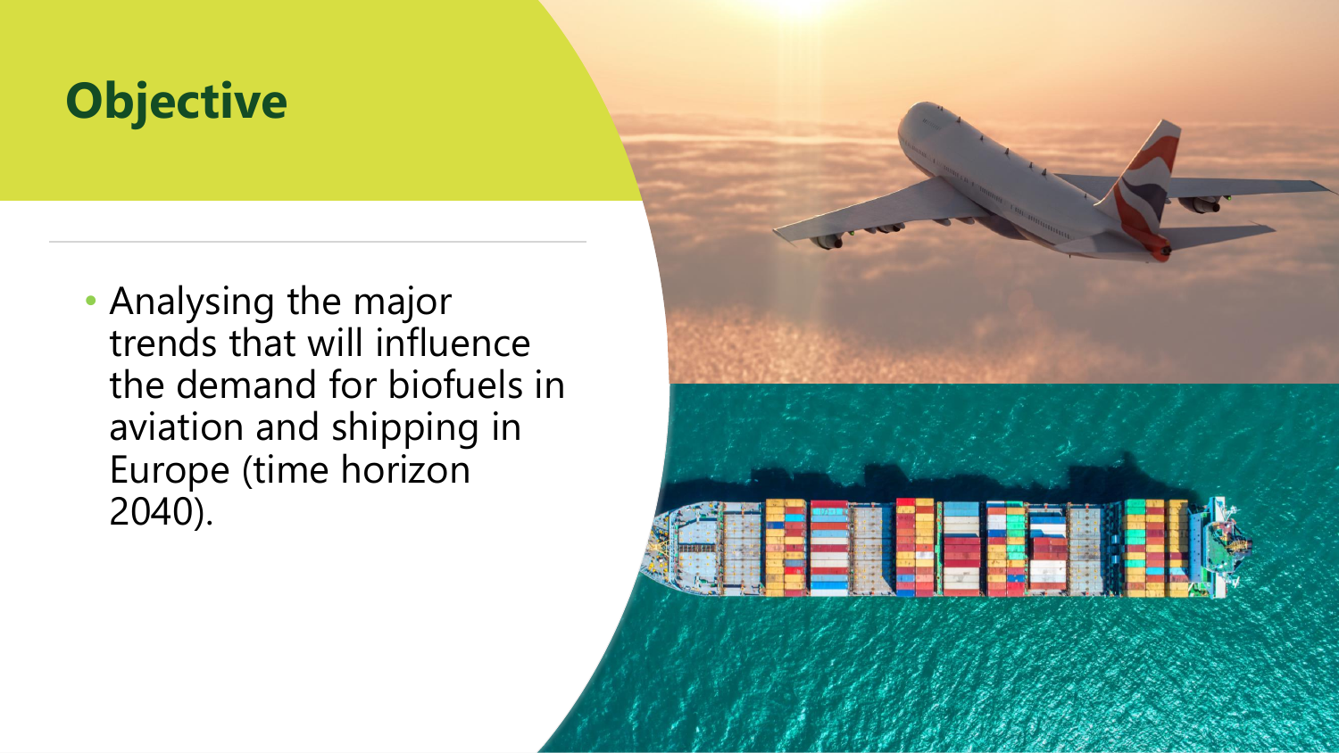# Objective

- Analysing the major trends that will influence the demand for biofuels in aviation and shipping in Europe (time horizon 2040).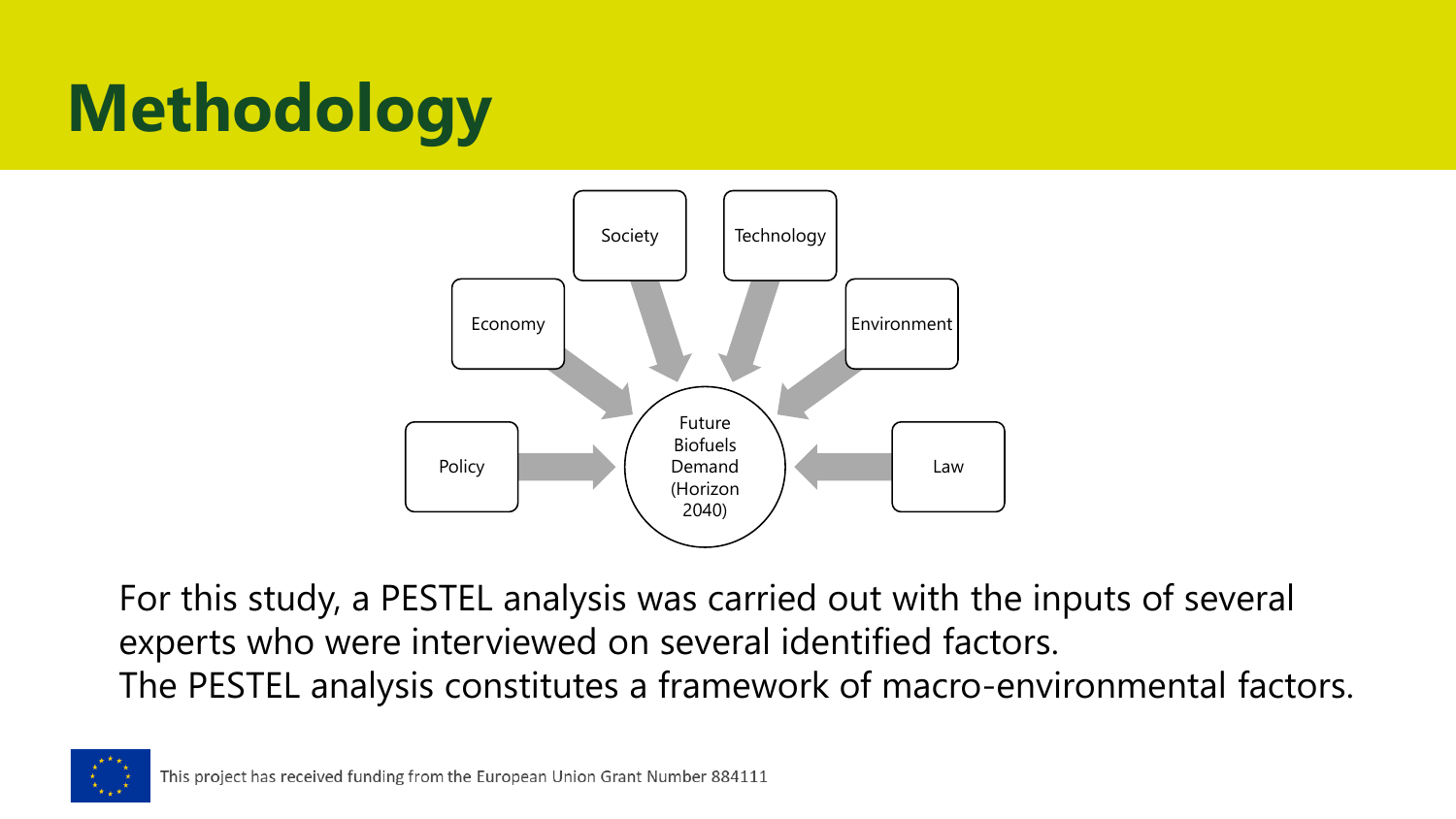# Methodology

Society

Technology

Economy

Environment

Policy

Future Biofuels Demand (Horizon 2040)

Law

For this study, a PESTEL analysis was carried out with the inputs of several experts who were interviewed on several identified factors.
The PESTEL analysis constitutes a framework of macro-environmental factors.

This project has received funding from the European Union Grant Number 884111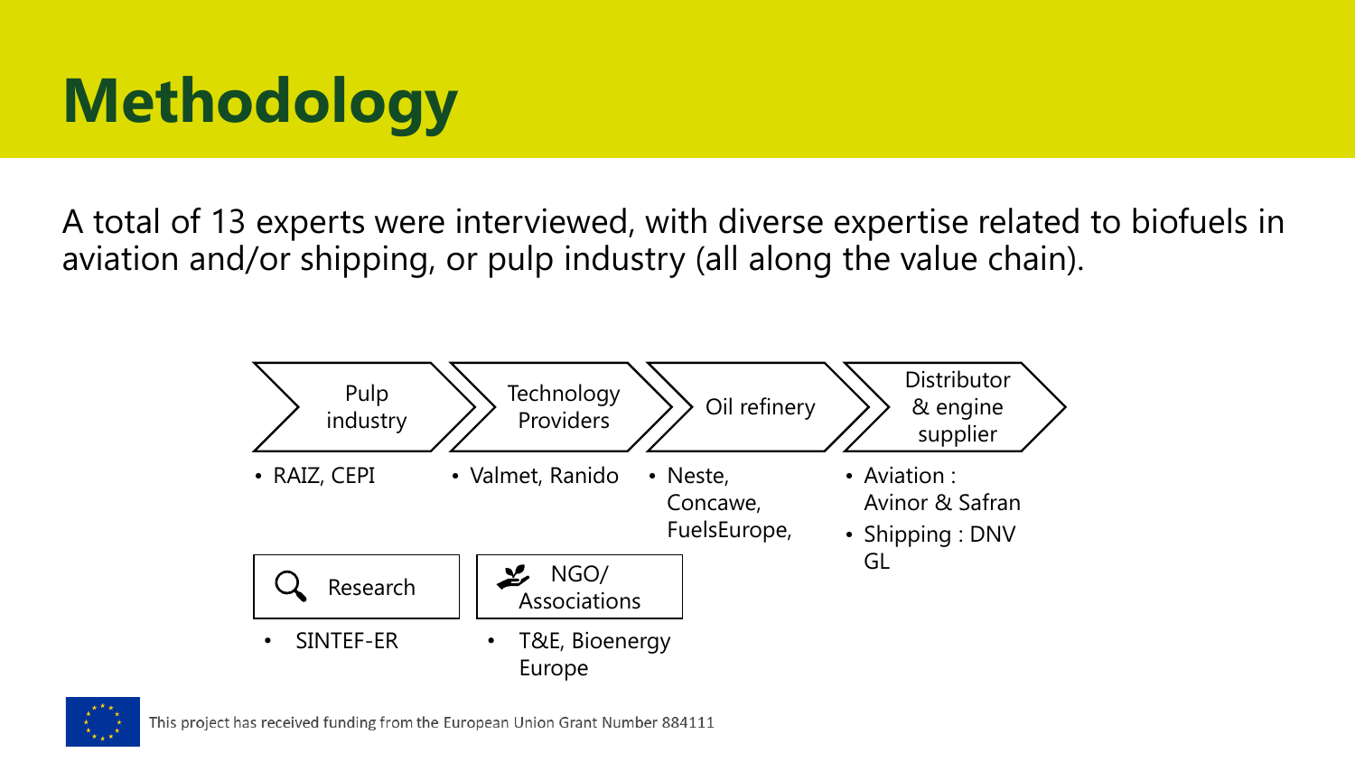# Methodology

A total of 13 experts were interviewed, with diverse expertise related to biofuels in aviation and/or shipping, or pulp industry (all along the value chain).

**Pulp industry**
- RAIZ, CEPI

**Technology Providers**
- Valmet, Ranido

**Oil refinery**
- Neste, Concawe, FuelsEurope,

**Distributor & engine supplier**
- Aviation : Avinor & Safran
- Shipping : DNV GL

**Research**
- SINTEF-ER

**NGO/ Associations**
- T&E, Bioenergy Europe

This project has received funding from the European Union Grant Number 884111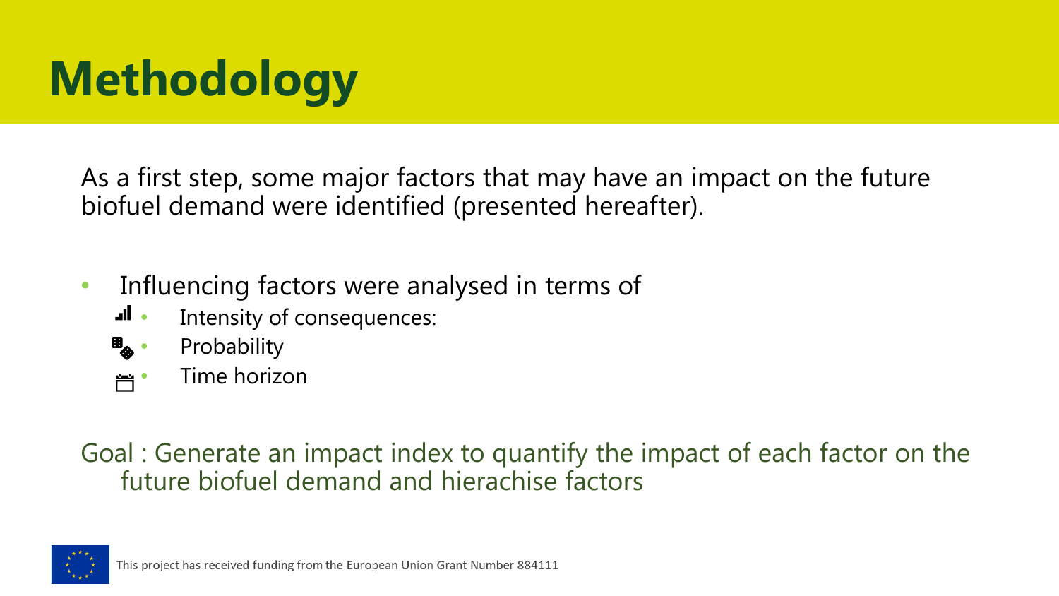# Methodology

As a first step, some major factors that may have an impact on the future biofuel demand were identified (presented hereafter).

- Influencing factors were analysed in terms of
  - Intensity of consequences:
  - Probability
  - Time horizon

Goal : Generate an impact index to quantify the impact of each factor on the future biofuel demand and hierachise factors

This project has received funding from the European Union Grant Number 884111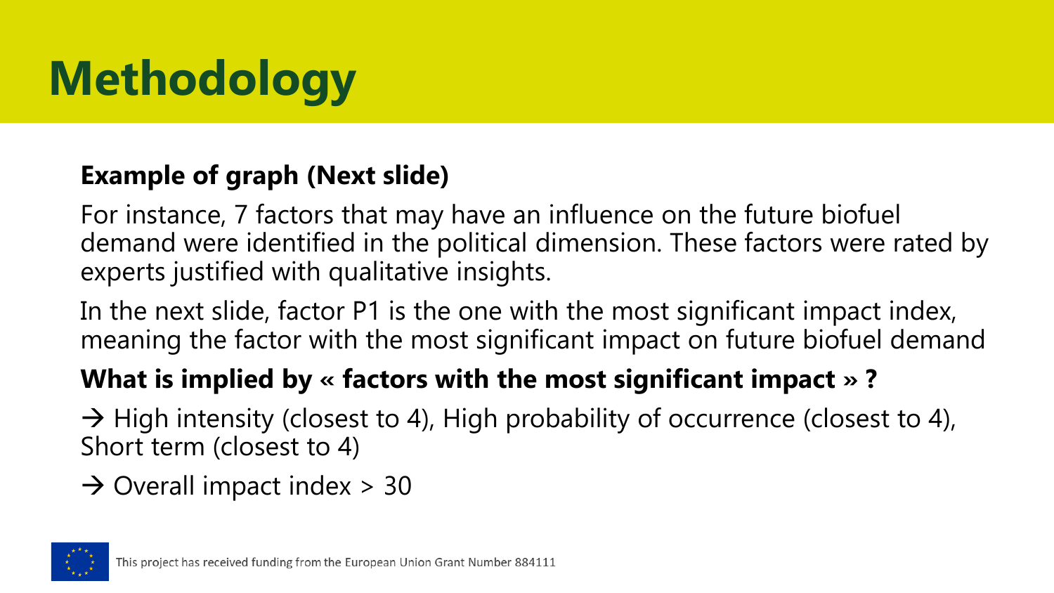# Methodology

**Example of graph (Next slide)**

For instance, 7 factors that may have an influence on the future biofuel demand were identified in the political dimension. These factors were rated by experts justified with qualitative insights.

In the next slide, factor P1 is the one with the most significant impact index, meaning the factor with the most significant impact on future biofuel demand

**What is implied by « factors with the most significant impact » ?**

→ High intensity (closest to 4), High probability of occurrence (closest to 4), Short term (closest to 4)

→ Overall impact index > 30

This project has received funding from the European Union Grant Number 884111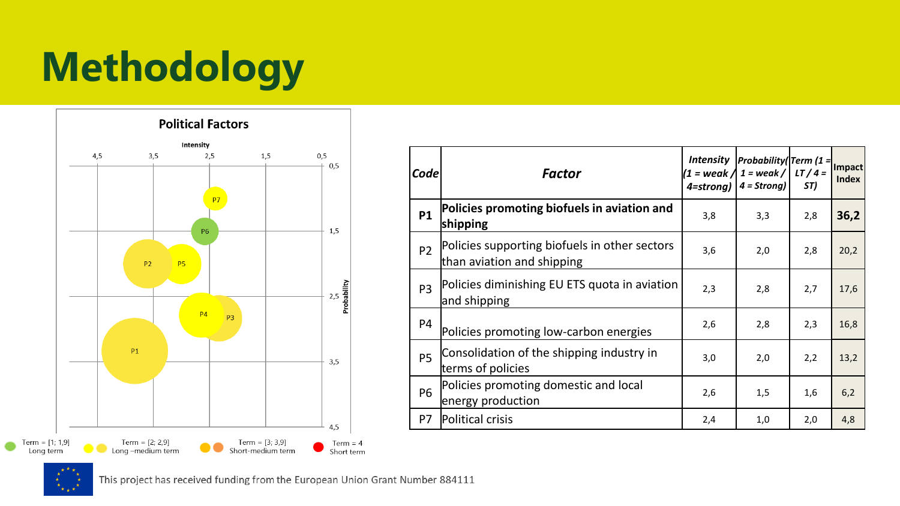# Methodology

**Political Factors**

Intensity

Probability

| Code | Factor | Intensity (1 = weak / 4=strong) | Probability(1 = weak / 4 = Strong) | Term (1 = LT / 4 = ST) | Impact Index |
|---|---|---|---|---|---|
| **P1** | **Policies promoting biofuels in aviation and shipping** | 3,8 | 3,3 | 2,8 | **36,2** |
| P2 | Policies supporting biofuels in other sectors than aviation and shipping | 3,6 | 2,0 | 2,8 | 20,2 |
| P3 | Policies diminishing EU ETS quota in aviation and shipping | 2,3 | 2,8 | 2,7 | 17,6 |
| P4 | Policies promoting low-carbon energies | 2,6 | 2,8 | 2,3 | 16,8 |
| P5 | Consolidation of the shipping industry in terms of policies | 3,0 | 2,0 | 2,2 | 13,2 |
| P6 | Policies promoting domestic and local energy production | 2,6 | 1,5 | 1,6 | 6,2 |
| P7 | Political crisis | 2,4 | 1,0 | 2,0 | 4,8 |

Term = [1; 1,9] Long term — Term = [2; 2,9] Long –medium term — Term = [3; 3,9] Short-medium term — Term = 4 Short term

This project has received funding from the European Union Grant Number 884111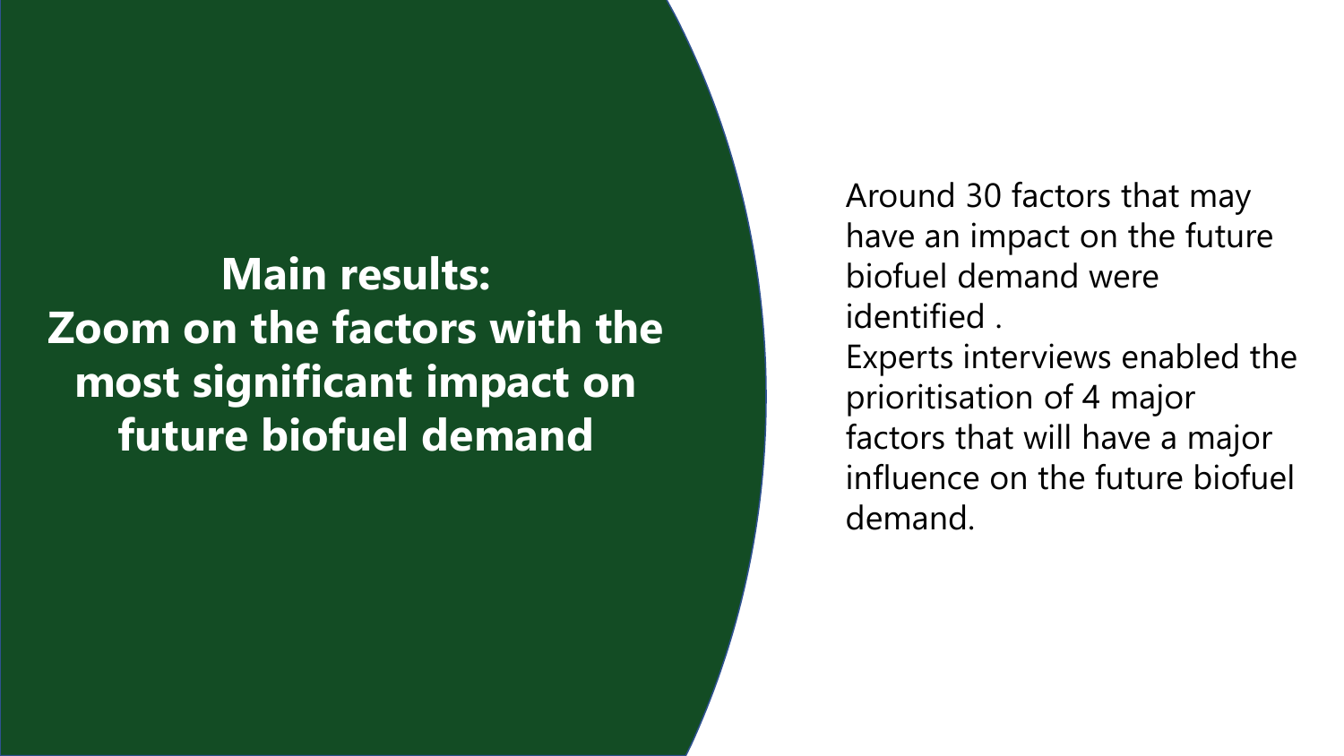# Main results: Zoom on the factors with the most significant impact on future biofuel demand

Around 30 factors that may have an impact on the future biofuel demand were identified .
Experts interviews enabled the prioritisation of 4 major factors that will have a major influence on the future biofuel demand.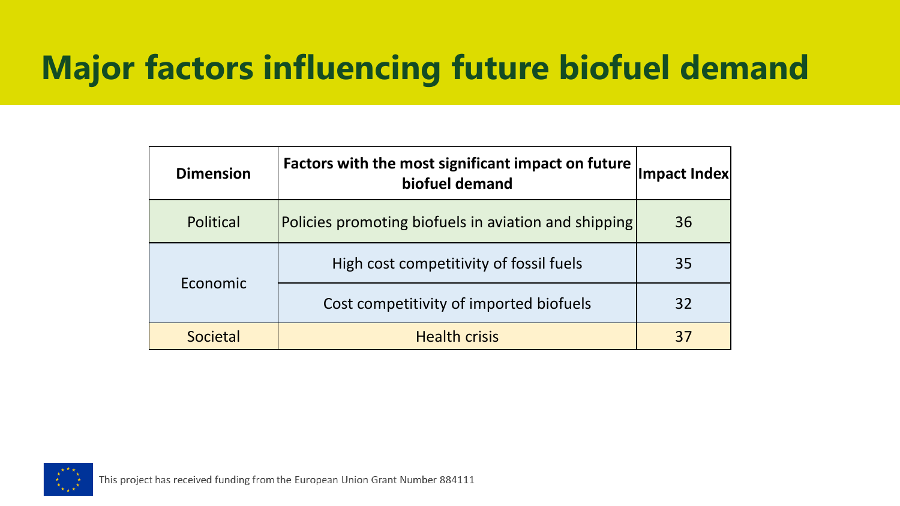# Major factors influencing future biofuel demand

| Dimension | Factors with the most significant impact on future biofuel demand | Impact Index |
|---|---|---|
| Political | Policies promoting biofuels in aviation and shipping | 36 |
| Economic | High cost competitivity of fossil fuels | 35 |
| | Cost competitivity of imported biofuels | 32 |
| Societal | Health crisis | 37 |

This project has received funding from the European Union Grant Number 884111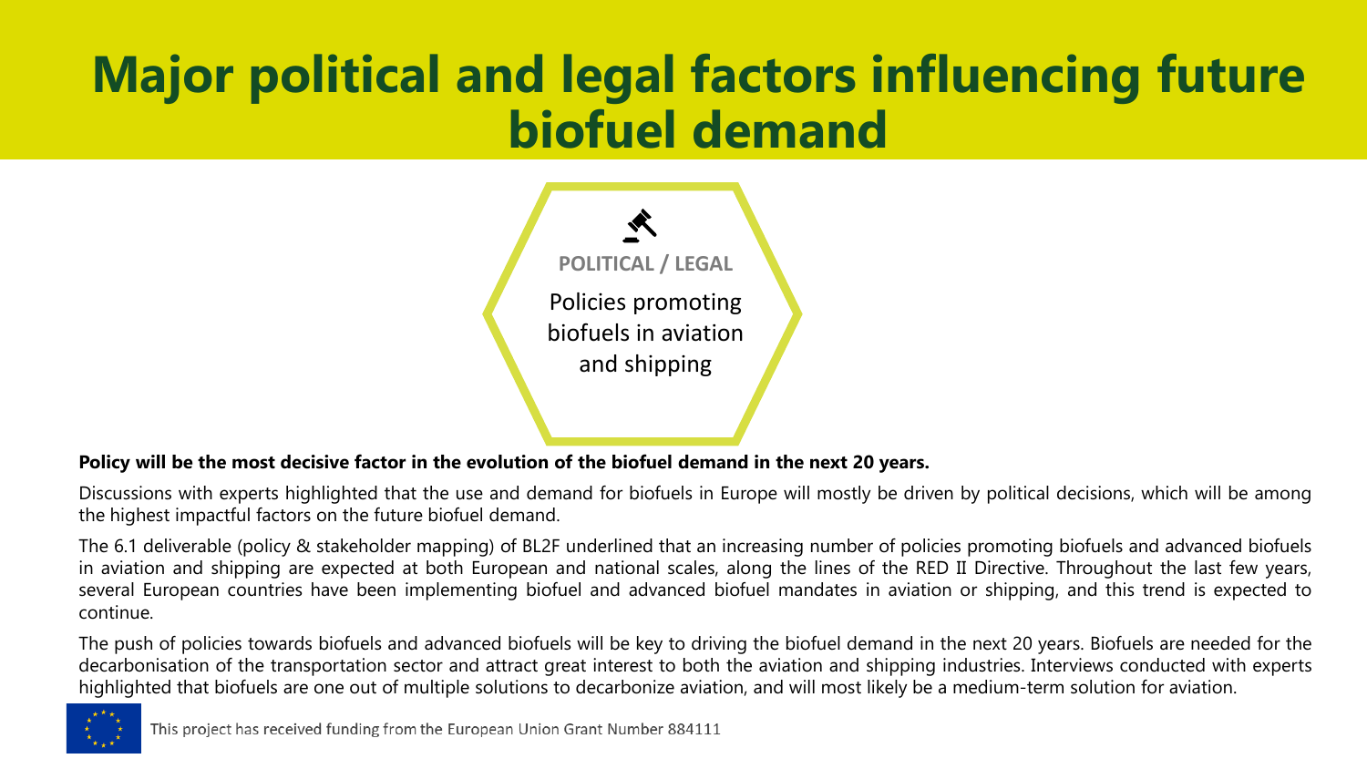# Major political and legal factors influencing future biofuel demand

**POLITICAL / LEGAL**

Policies promoting biofuels in aviation and shipping

**Policy will be the most decisive factor in the evolution of the biofuel demand in the next 20 years.**

Discussions with experts highlighted that the use and demand for biofuels in Europe will mostly be driven by political decisions, which will be among the highest impactful factors on the future biofuel demand.

The 6.1 deliverable (policy & stakeholder mapping) of BL2F underlined that an increasing number of policies promoting biofuels and advanced biofuels in aviation and shipping are expected at both European and national scales, along the lines of the RED II Directive. Throughout the last few years, several European countries have been implementing biofuel and advanced biofuel mandates in aviation or shipping, and this trend is expected to continue.

The push of policies towards biofuels and advanced biofuels will be key to driving the biofuel demand in the next 20 years. Biofuels are needed for the decarbonisation of the transportation sector and attract great interest to both the aviation and shipping industries. Interviews conducted with experts highlighted that biofuels are one out of multiple solutions to decarbonize aviation, and will most likely be a medium-term solution for aviation.

This project has received funding from the European Union Grant Number 884111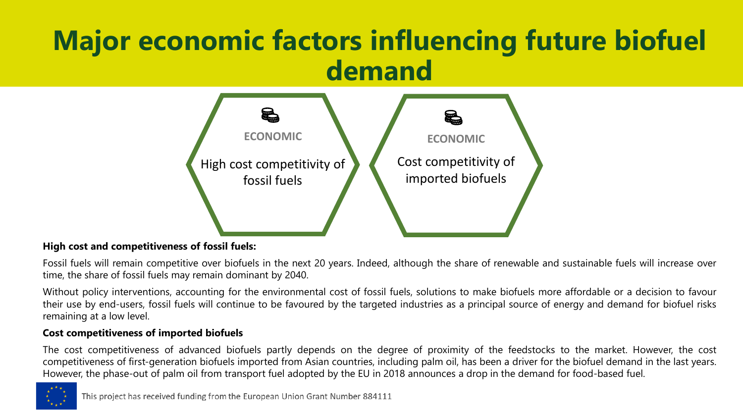# Major economic factors influencing future biofuel demand

**ECONOMIC**

High cost competitivity of fossil fuels

**ECONOMIC**

Cost competitivity of imported biofuels

**High cost and competitiveness of fossil fuels:**

Fossil fuels will remain competitive over biofuels in the next 20 years. Indeed, although the share of renewable and sustainable fuels will increase over time, the share of fossil fuels may remain dominant by 2040.

Without policy interventions, accounting for the environmental cost of fossil fuels, solutions to make biofuels more affordable or a decision to favour their use by end-users, fossil fuels will continue to be favoured by the targeted industries as a principal source of energy and demand for biofuel risks remaining at a low level.

**Cost competitiveness of imported biofuels**

The cost competitiveness of advanced biofuels partly depends on the degree of proximity of the feedstocks to the market. However, the cost competitiveness of first-generation biofuels imported from Asian countries, including palm oil, has been a driver for the biofuel demand in the last years. However, the phase-out of palm oil from transport fuel adopted by the EU in 2018 announces a drop in the demand for food-based fuel.

This project has received funding from the European Union Grant Number 884111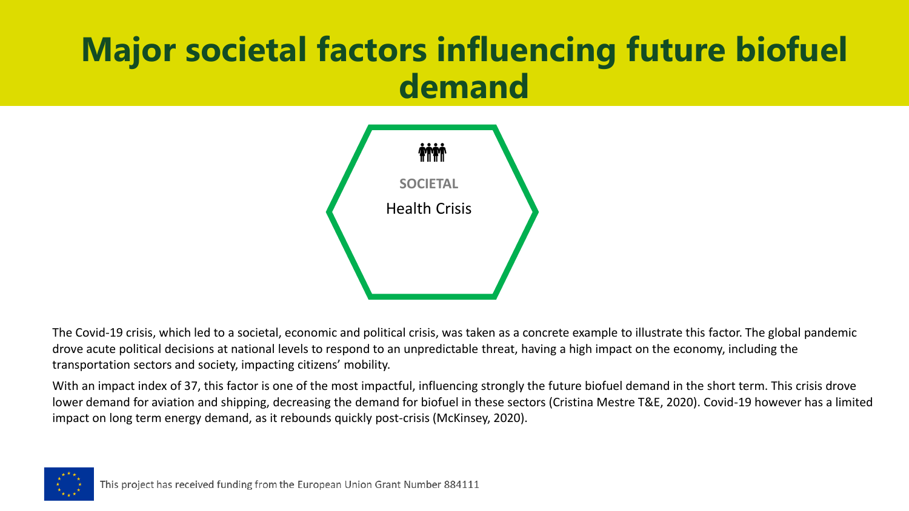# Major societal factors influencing future biofuel demand

**SOCIETAL**

Health Crisis

The Covid-19 crisis, which led to a societal, economic and political crisis, was taken as a concrete example to illustrate this factor. The global pandemic drove acute political decisions at national levels to respond to an unpredictable threat, having a high impact on the economy, including the transportation sectors and society, impacting citizens' mobility.

With an impact index of 37, this factor is one of the most impactful, influencing strongly the future biofuel demand in the short term. This crisis drove lower demand for aviation and shipping, decreasing the demand for biofuel in these sectors (Cristina Mestre T&E, 2020). Covid-19 however has a limited impact on long term energy demand, as it rebounds quickly post-crisis (McKinsey, 2020).

This project has received funding from the European Union Grant Number 884111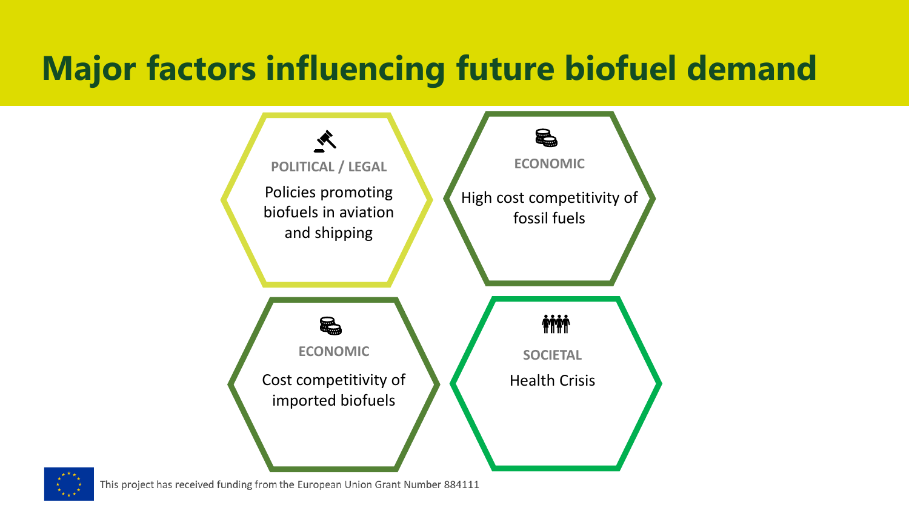# Major factors influencing future biofuel demand

**POLITICAL / LEGAL**

Policies promoting biofuels in aviation and shipping

**ECONOMIC**

High cost competitivity of fossil fuels

**ECONOMIC**

Cost competitivity of imported biofuels

**SOCIETAL**

Health Crisis

This project has received funding from the European Union Grant Number 884111